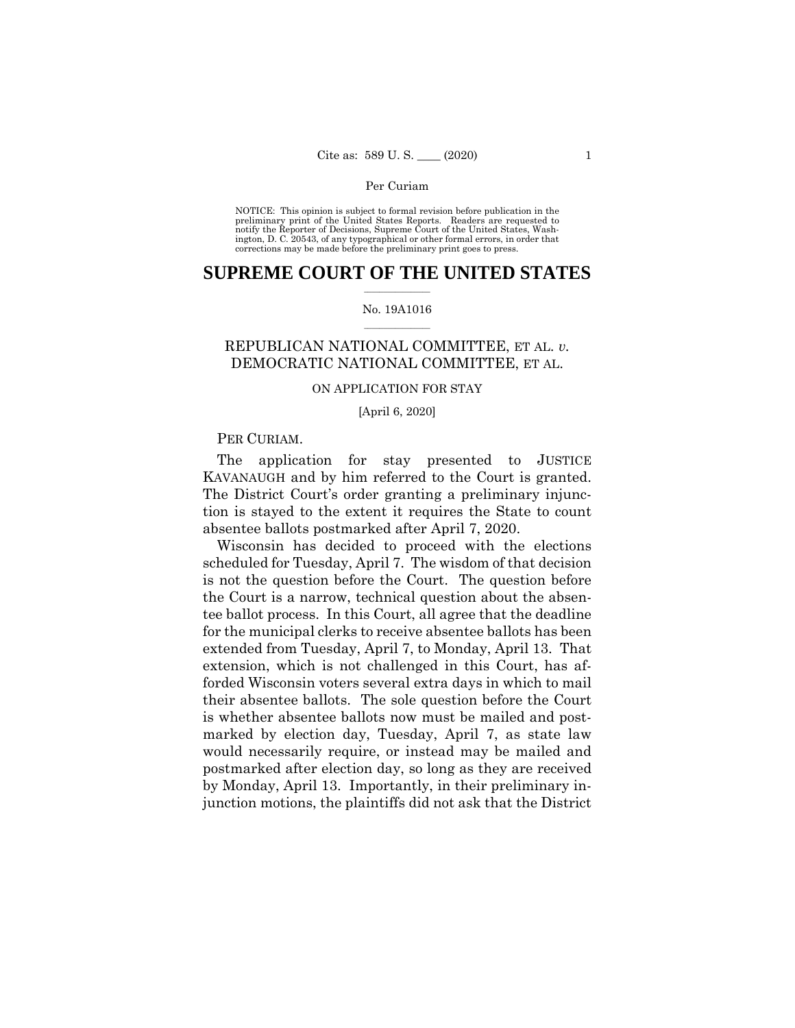NOTICE: This opinion is subject to formal revision before publication in the preliminary print of the United States Reports. Readers are requested to notify the Reporter of Decisions, Supreme Court of the United States, Washington, D. C. 20543, of any typographical or other formal errors, in order that corrections may be made before the preliminary print goes to press.

# SUPREME COURT OF THE UNITED STATES

No. 19A1016

REPUBLICAN NATIONAL COMMITTEE, ET AL. *v.* DEMOCRATIC NATIONAL COMMITTEE, ET AL.

ON APPLICATION FOR STAY

[April 6, 2020]

PER CURIAM.

The application for stay presented to JUSTICE KAVANAUGH and by him referred to the Court is granted. The District Court's order granting a preliminary injunction is stayed to the extent it requires the State to count absentee ballots postmarked after April 7, 2020.

Wisconsin has decided to proceed with the elections scheduled for Tuesday, April 7. The wisdom of that decision is not the question before the Court. The question before the Court is a narrow, technical question about the absentee ballot process. In this Court, all agree that the deadline for the municipal clerks to receive absentee ballots has been extended from Tuesday, April 7, to Monday, April 13. That extension, which is not challenged in this Court, has afforded Wisconsin voters several extra days in which to mail their absentee ballots. The sole question before the Court is whether absentee ballots now must be mailed and postmarked by election day, Tuesday, April 7, as state law would necessarily require, or instead may be mailed and postmarked after election day, so long as they are received by Monday, April 13. Importantly, in their preliminary injunction motions, the plaintiffs did not ask that the District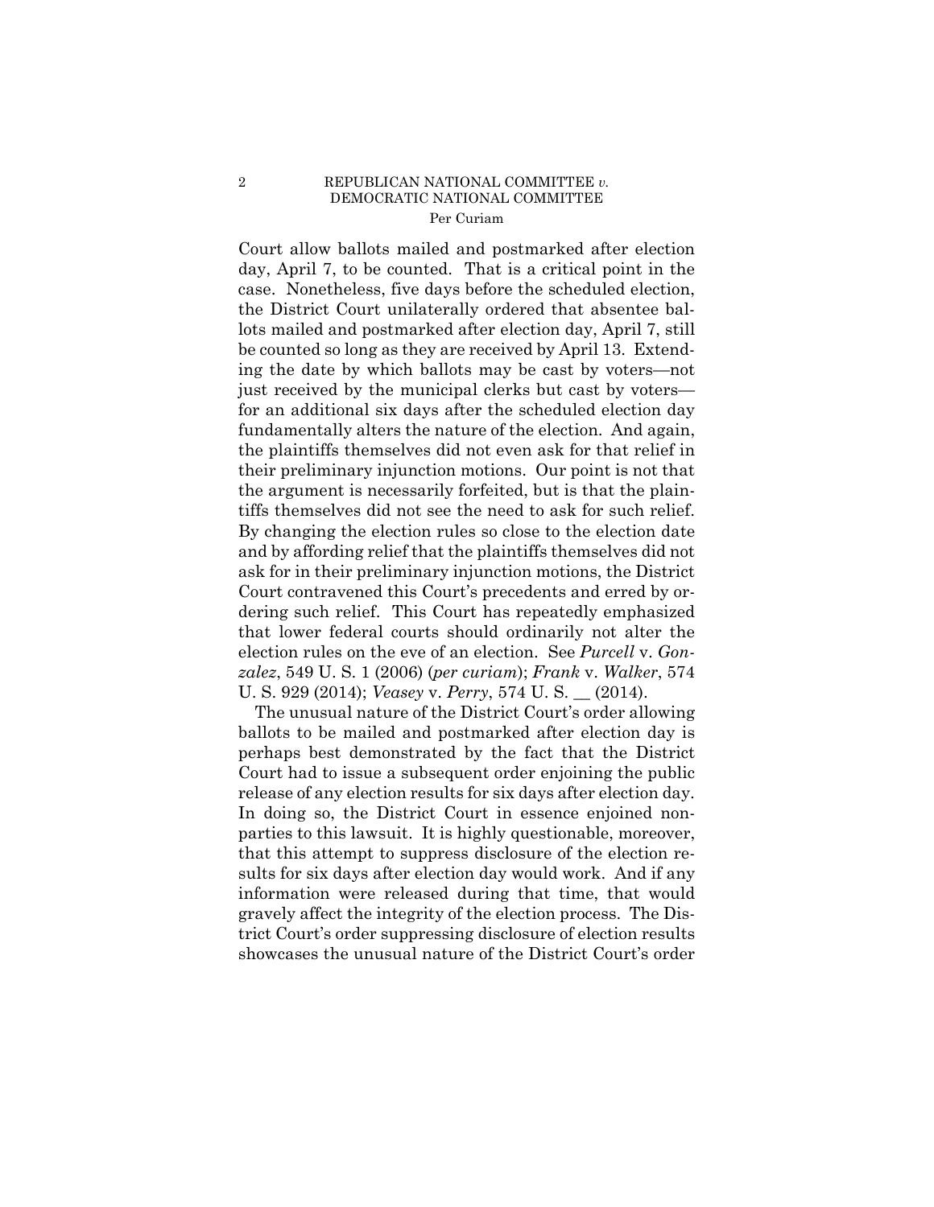Court allow ballots mailed and postmarked after election day, April 7, to be counted. That is a critical point in the case. Nonetheless, five days before the scheduled election, the District Court unilaterally ordered that absentee ballots mailed and postmarked after election day, April 7, still be counted so long as they are received by April 13. Extending the date by which ballots may be cast by voters—not just received by the municipal clerks but cast by voters—for an additional six days after the scheduled election day fundamentally alters the nature of the election. And again, the plaintiffs themselves did not even ask for that relief in their preliminary injunction motions. Our point is not that the argument is necessarily forfeited, but is that the plaintiffs themselves did not see the need to ask for such relief. By changing the election rules so close to the election date and by affording relief that the plaintiffs themselves did not ask for in their preliminary injunction motions, the District Court contravened this Court's precedents and erred by ordering such relief. This Court has repeatedly emphasized that lower federal courts should ordinarily not alter the election rules on the eve of an election. See *Purcell* v. *Gonzalez*, 549 U. S. 1 (2006) (*per curiam*); *Frank* v. *Walker*, 574 U. S. 929 (2014); *Veasey* v. *Perry*, 574 U. S. \_\_ (2014).

The unusual nature of the District Court's order allowing ballots to be mailed and postmarked after election day is perhaps best demonstrated by the fact that the District Court had to issue a subsequent order enjoining the public release of any election results for six days after election day. In doing so, the District Court in essence enjoined nonparties to this lawsuit. It is highly questionable, moreover, that this attempt to suppress disclosure of the election results for six days after election day would work. And if any information were released during that time, that would gravely affect the integrity of the election process. The District Court's order suppressing disclosure of election results showcases the unusual nature of the District Court's order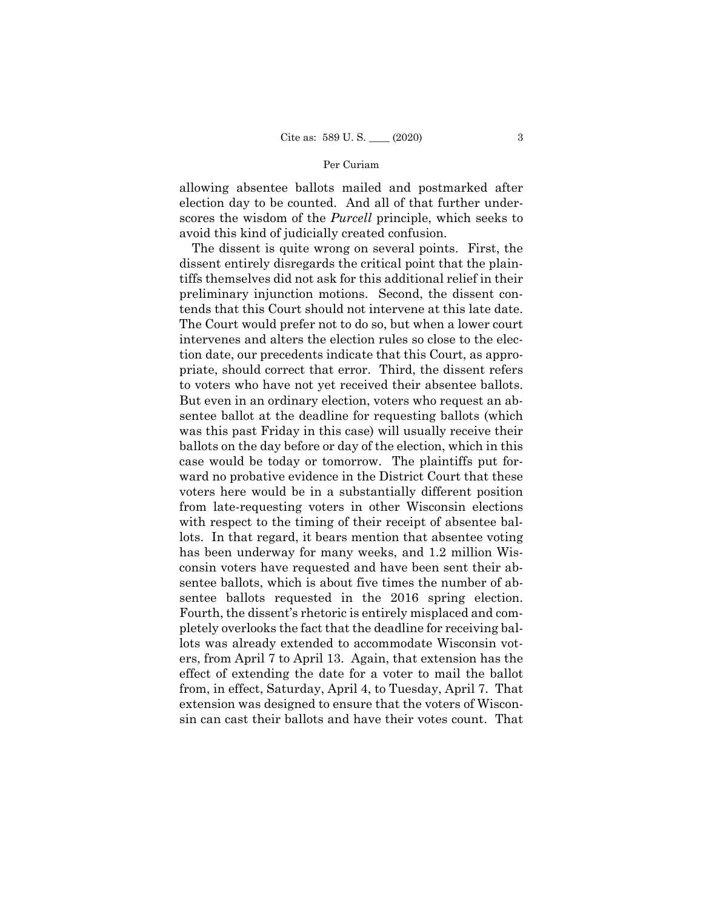allowing absentee ballots mailed and postmarked after election day to be counted. And all of that further underscores the wisdom of the *Purcell* principle, which seeks to avoid this kind of judicially created confusion.

The dissent is quite wrong on several points. First, the dissent entirely disregards the critical point that the plaintiffs themselves did not ask for this additional relief in their preliminary injunction motions. Second, the dissent contends that this Court should not intervene at this late date. The Court would prefer not to do so, but when a lower court intervenes and alters the election rules so close to the election date, our precedents indicate that this Court, as appropriate, should correct that error. Third, the dissent refers to voters who have not yet received their absentee ballots. But even in an ordinary election, voters who request an absentee ballot at the deadline for requesting ballots (which was this past Friday in this case) will usually receive their ballots on the day before or day of the election, which in this case would be today or tomorrow. The plaintiffs put forward no probative evidence in the District Court that these voters here would be in a substantially different position from late-requesting voters in other Wisconsin elections with respect to the timing of their receipt of absentee ballots. In that regard, it bears mention that absentee voting has been underway for many weeks, and 1.2 million Wisconsin voters have requested and have been sent their absentee ballots, which is about five times the number of absentee ballots requested in the 2016 spring election. Fourth, the dissent's rhetoric is entirely misplaced and completely overlooks the fact that the deadline for receiving ballots was already extended to accommodate Wisconsin voters, from April 7 to April 13. Again, that extension has the effect of extending the date for a voter to mail the ballot from, in effect, Saturday, April 4, to Tuesday, April 7. That extension was designed to ensure that the voters of Wisconsin can cast their ballots and have their votes count. That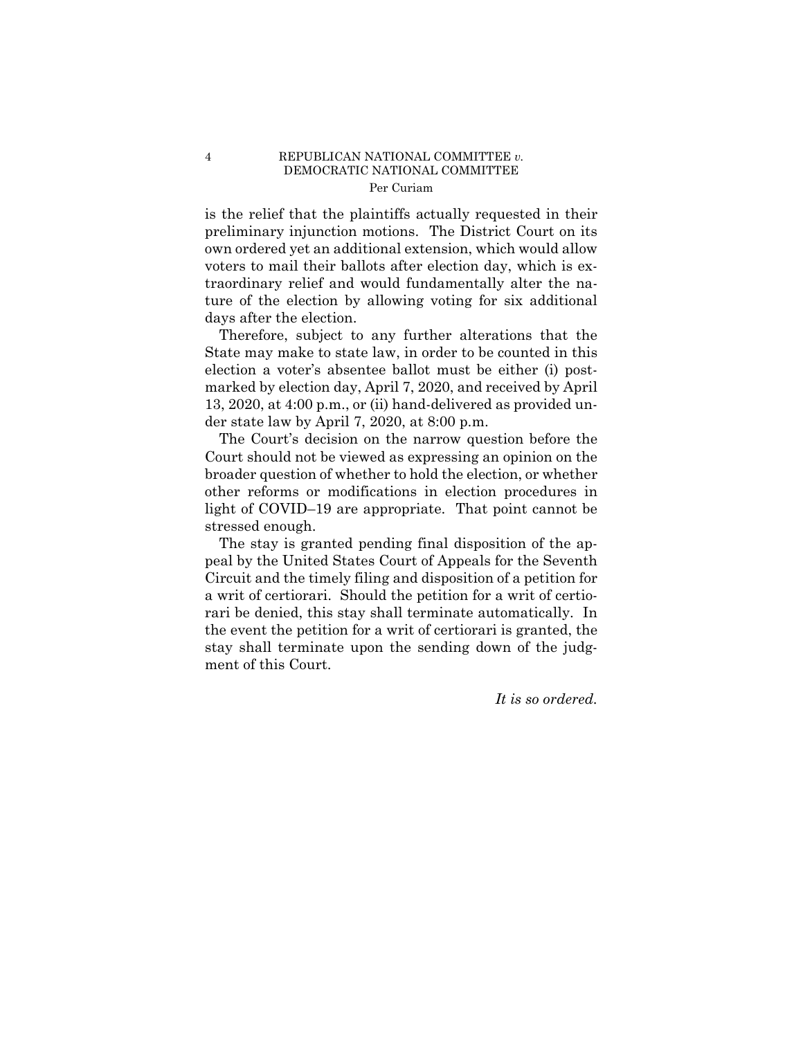is the relief that the plaintiffs actually requested in their preliminary injunction motions. The District Court on its own ordered yet an additional extension, which would allow voters to mail their ballots after election day, which is extraordinary relief and would fundamentally alter the nature of the election by allowing voting for six additional days after the election.

Therefore, subject to any further alterations that the State may make to state law, in order to be counted in this election a voter's absentee ballot must be either (i) postmarked by election day, April 7, 2020, and received by April 13, 2020, at 4:00 p.m., or (ii) hand-delivered as provided under state law by April 7, 2020, at 8:00 p.m.

The Court's decision on the narrow question before the Court should not be viewed as expressing an opinion on the broader question of whether to hold the election, or whether other reforms or modifications in election procedures in light of COVID–19 are appropriate. That point cannot be stressed enough.

The stay is granted pending final disposition of the appeal by the United States Court of Appeals for the Seventh Circuit and the timely filing and disposition of a petition for a writ of certiorari. Should the petition for a writ of certiorari be denied, this stay shall terminate automatically. In the event the petition for a writ of certiorari is granted, the stay shall terminate upon the sending down of the judgment of this Court.

*It is so ordered.*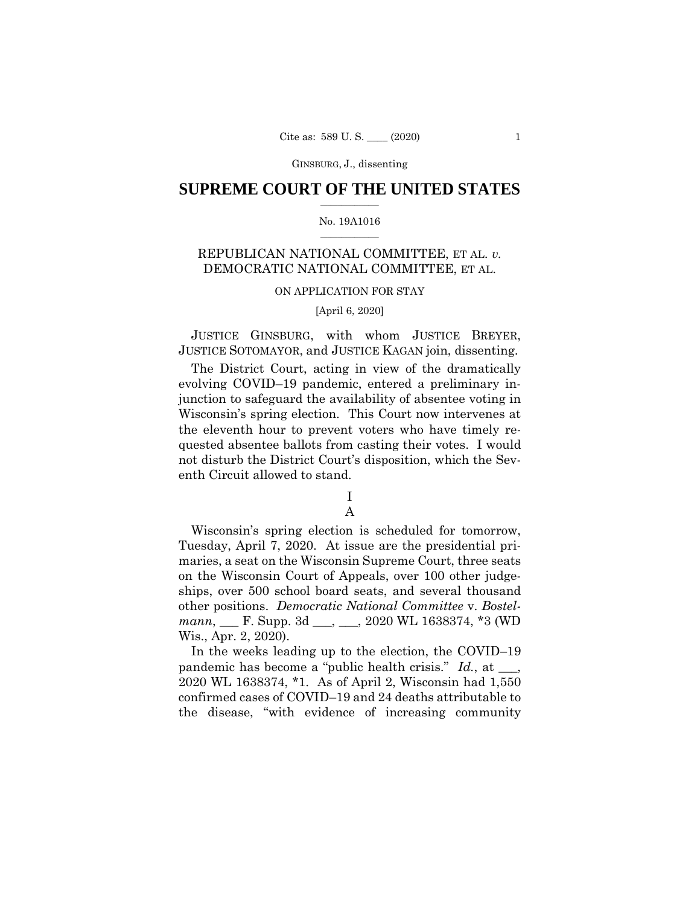## SUPREME COURT OF THE UNITED STATES

No. 19A1016

REPUBLICAN NATIONAL COMMITTEE, ET AL. *v.* DEMOCRATIC NATIONAL COMMITTEE, ET AL.

ON APPLICATION FOR STAY

[April 6, 2020]

JUSTICE GINSBURG, with whom JUSTICE BREYER, JUSTICE SOTOMAYOR, and JUSTICE KAGAN join, dissenting.

The District Court, acting in view of the dramatically evolving COVID–19 pandemic, entered a preliminary injunction to safeguard the availability of absentee voting in Wisconsin's spring election. This Court now intervenes at the eleventh hour to prevent voters who have timely requested absentee ballots from casting their votes. I would not disturb the District Court's disposition, which the Seventh Circuit allowed to stand.

# I

## A

Wisconsin's spring election is scheduled for tomorrow, Tuesday, April 7, 2020. At issue are the presidential primaries, a seat on the Wisconsin Supreme Court, three seats on the Wisconsin Court of Appeals, over 100 other judgeships, over 500 school board seats, and several thousand other positions. *Democratic National Committee* v. *Bostelmann*, ___ F. Supp. 3d ___, ___, 2020 WL 1638374, \*3 (WD Wis., Apr. 2, 2020).

In the weeks leading up to the election, the COVID–19 pandemic has become a "public health crisis." *Id.*, at ___, 2020 WL 1638374, \*1. As of April 2, Wisconsin had 1,550 confirmed cases of COVID–19 and 24 deaths attributable to the disease, "with evidence of increasing community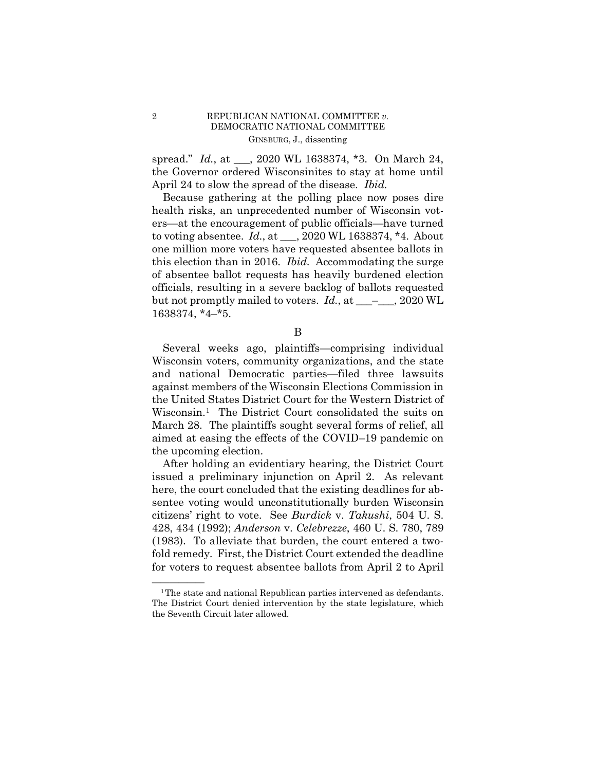spread." *Id.*, at \_\_\_, 2020 WL 1638374, *3. On March 24, the Governor ordered Wisconsinites to stay at home until April 24 to slow the spread of the disease. *Ibid.*

Because gathering at the polling place now poses dire health risks, an unprecedented number of Wisconsin voters—at the encouragement of public officials—have turned to voting absentee. *Id.*, at \_\_\_, 2020 WL 1638374, *4. About one million more voters have requested absentee ballots in this election than in 2016. *Ibid.* Accommodating the surge of absentee ballot requests has heavily burdened election officials, resulting in a severe backlog of ballots requested but not promptly mailed to voters. *Id.*, at \_\_\_–\_\_\_, 2020 WL 1638374, *4–*5.

B

Several weeks ago, plaintiffs—comprising individual Wisconsin voters, community organizations, and the state and national Democratic parties—filed three lawsuits against members of the Wisconsin Elections Commission in the United States District Court for the Western District of Wisconsin.[1] The District Court consolidated the suits on March 28. The plaintiffs sought several forms of relief, all aimed at easing the effects of the COVID–19 pandemic on the upcoming election.

After holding an evidentiary hearing, the District Court issued a preliminary injunction on April 2. As relevant here, the court concluded that the existing deadlines for absentee voting would unconstitutionally burden Wisconsin citizens' right to vote. See *Burdick* v. *Takushi*, 504 U. S. 428, 434 (1992); *Anderson* v. *Celebrezze*, 460 U. S. 780, 789 (1983). To alleviate that burden, the court entered a twofold remedy. First, the District Court extended the deadline for voters to request absentee ballots from April 2 to April

---

[1] The state and national Republican parties intervened as defendants. The District Court denied intervention by the state legislature, which the Seventh Circuit later allowed.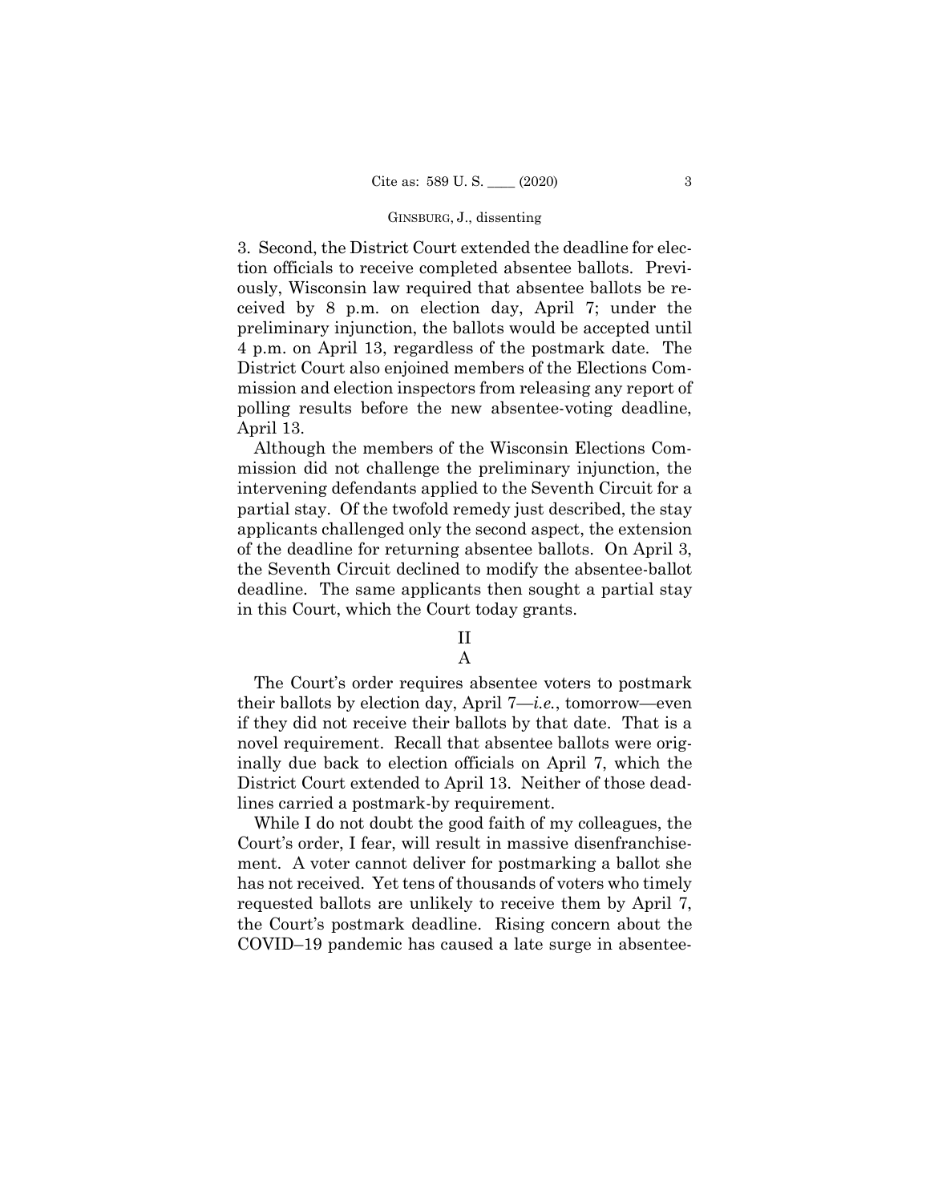3. Second, the District Court extended the deadline for election officials to receive completed absentee ballots. Previously, Wisconsin law required that absentee ballots be received by 8 p.m. on election day, April 7; under the preliminary injunction, the ballots would be accepted until 4 p.m. on April 13, regardless of the postmark date. The District Court also enjoined members of the Elections Commission and election inspectors from releasing any report of polling results before the new absentee-voting deadline, April 13.

Although the members of the Wisconsin Elections Commission did not challenge the preliminary injunction, the intervening defendants applied to the Seventh Circuit for a partial stay. Of the twofold remedy just described, the stay applicants challenged only the second aspect, the extension of the deadline for returning absentee ballots. On April 3, the Seventh Circuit declined to modify the absentee-ballot deadline. The same applicants then sought a partial stay in this Court, which the Court today grants.

## II

### A

The Court's order requires absentee voters to postmark their ballots by election day, April 7—*i.e.*, tomorrow—even if they did not receive their ballots by that date. That is a novel requirement. Recall that absentee ballots were originally due back to election officials on April 7, which the District Court extended to April 13. Neither of those deadlines carried a postmark-by requirement.

While I do not doubt the good faith of my colleagues, the Court's order, I fear, will result in massive disenfranchisement. A voter cannot deliver for postmarking a ballot she has not received. Yet tens of thousands of voters who timely requested ballots are unlikely to receive them by April 7, the Court's postmark deadline. Rising concern about the COVID–19 pandemic has caused a late surge in absentee-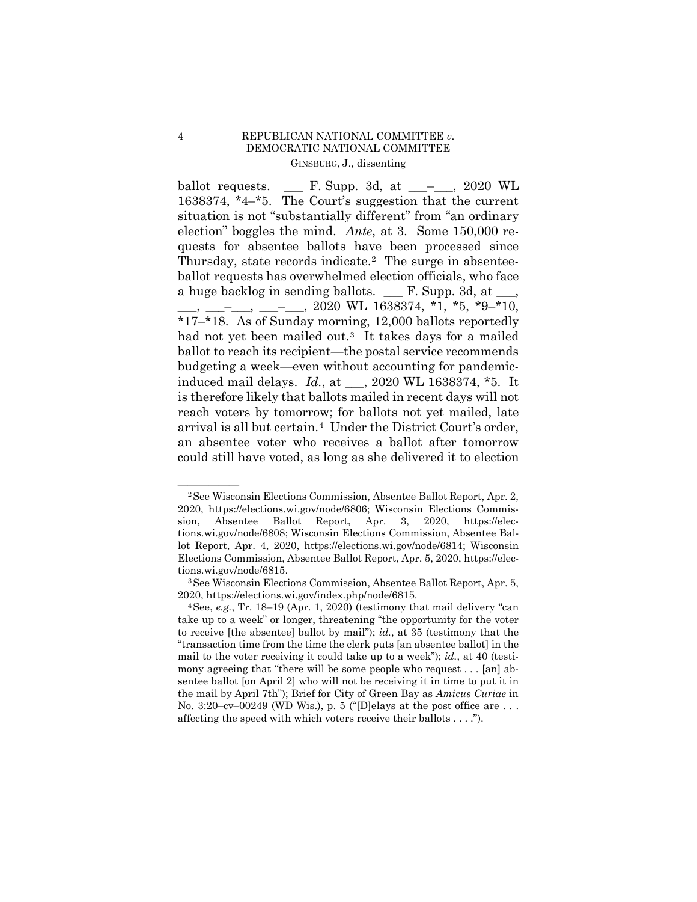ballot requests. ___ F. Supp. 3d, at ___–___, 2020 WL 1638374, *4–*5. The Court's suggestion that the current situation is not "substantially different" from "an ordinary election" boggles the mind. *Ante*, at 3. Some 150,000 requests for absentee ballots have been processed since Thursday, state records indicate.[2] The surge in absentee-ballot requests has overwhelmed election officials, who face a huge backlog in sending ballots. ___ F. Supp. 3d, at ___, ___, ___–___, ___–___, 2020 WL 1638374, *1, *5, *9–*10, *17–*18. As of Sunday morning, 12,000 ballots reportedly had not yet been mailed out.[3] It takes days for a mailed ballot to reach its recipient—the postal service recommends budgeting a week—even without accounting for pandemic-induced mail delays. *Id.*, at ___, 2020 WL 1638374, *5. It is therefore likely that ballots mailed in recent days will not reach voters by tomorrow; for ballots not yet mailed, late arrival is all but certain.[4] Under the District Court's order, an absentee voter who receives a ballot after tomorrow could still have voted, as long as she delivered it to election

---

[2] See Wisconsin Elections Commission, Absentee Ballot Report, Apr. 2, 2020, https://elections.wi.gov/node/6806; Wisconsin Elections Commission, Absentee Ballot Report, Apr. 3, 2020, https://elections.wi.gov/node/6808; Wisconsin Elections Commission, Absentee Ballot Report, Apr. 4, 2020, https://elections.wi.gov/node/6814; Wisconsin Elections Commission, Absentee Ballot Report, Apr. 5, 2020, https://elections.wi.gov/node/6815.

[3] See Wisconsin Elections Commission, Absentee Ballot Report, Apr. 5, 2020, https://elections.wi.gov/index.php/node/6815.

[4] See, *e.g.*, Tr. 18–19 (Apr. 1, 2020) (testimony that mail delivery "can take up to a week" or longer, threatening "the opportunity for the voter to receive [the absentee] ballot by mail"); *id.*, at 35 (testimony that the "transaction time from the time the clerk puts [an absentee ballot] in the mail to the voter receiving it could take up to a week"); *id.*, at 40 (testimony agreeing that "there will be some people who request . . . [an] absentee ballot [on April 2] who will not be receiving it in time to put it in the mail by April 7th"); Brief for City of Green Bay as *Amicus Curiae* in No. 3:20–cv–00249 (WD Wis.), p. 5 ("[D]elays at the post office are . . . affecting the speed with which voters receive their ballots . . . .").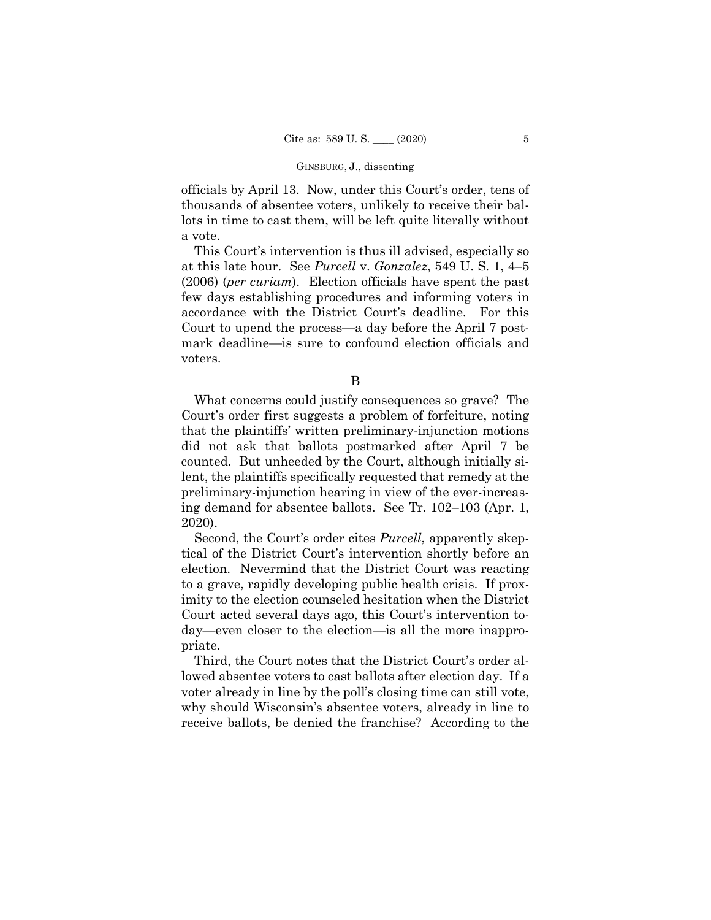officials by April 13. Now, under this Court's order, tens of thousands of absentee voters, unlikely to receive their ballots in time to cast them, will be left quite literally without a vote.

This Court's intervention is thus ill advised, especially so at this late hour. See *Purcell* v. *Gonzalez*, 549 U. S. 1, 4–5 (2006) (*per curiam*). Election officials have spent the past few days establishing procedures and informing voters in accordance with the District Court's deadline. For this Court to upend the process—a day before the April 7 postmark deadline—is sure to confound election officials and voters.

B

What concerns could justify consequences so grave? The Court's order first suggests a problem of forfeiture, noting that the plaintiffs' written preliminary-injunction motions did not ask that ballots postmarked after April 7 be counted. But unheeded by the Court, although initially silent, the plaintiffs specifically requested that remedy at the preliminary-injunction hearing in view of the ever-increasing demand for absentee ballots. See Tr. 102–103 (Apr. 1, 2020).

Second, the Court's order cites *Purcell*, apparently skeptical of the District Court's intervention shortly before an election. Nevermind that the District Court was reacting to a grave, rapidly developing public health crisis. If proximity to the election counseled hesitation when the District Court acted several days ago, this Court's intervention today—even closer to the election—is all the more inappropriate.

Third, the Court notes that the District Court's order allowed absentee voters to cast ballots after election day. If a voter already in line by the poll's closing time can still vote, why should Wisconsin's absentee voters, already in line to receive ballots, be denied the franchise? According to the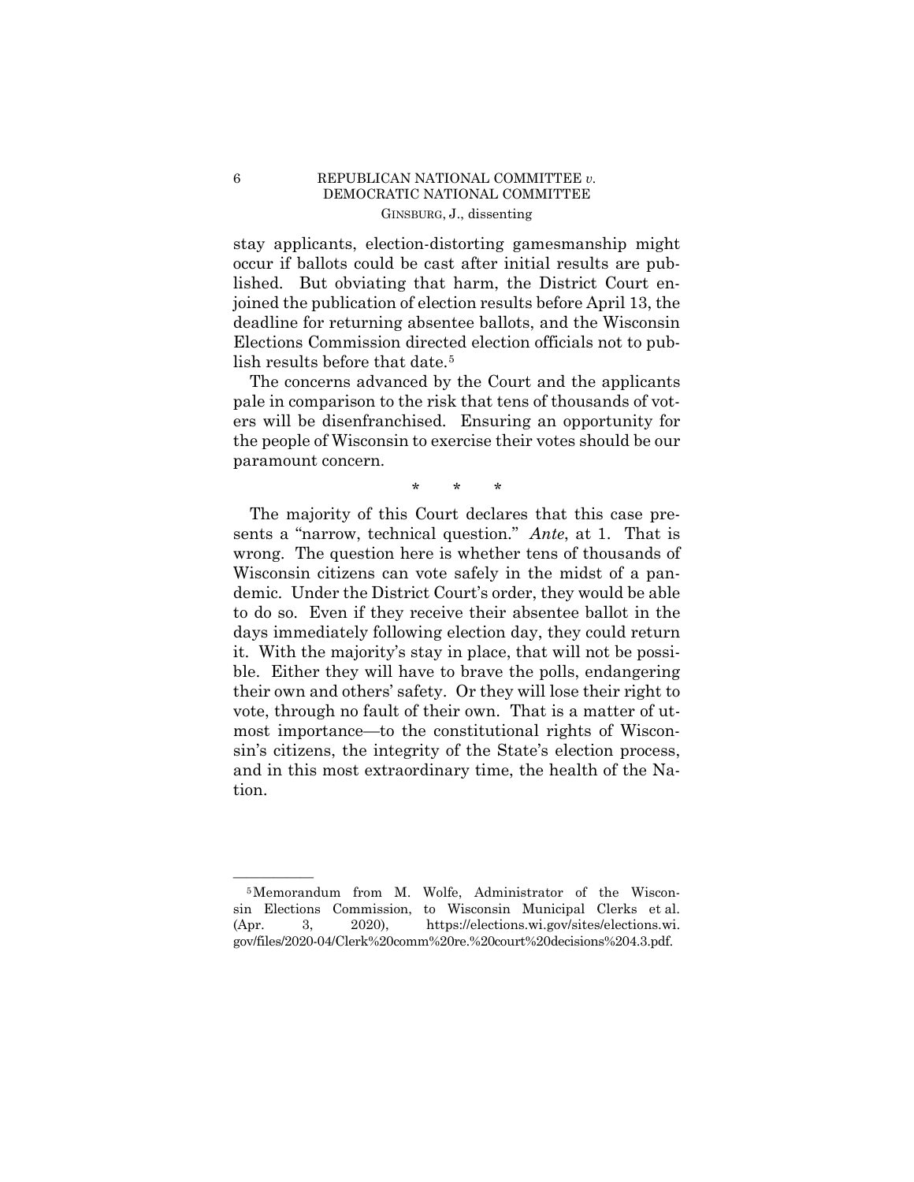stay applicants, election-distorting gamesmanship might occur if ballots could be cast after initial results are published. But obviating that harm, the District Court enjoined the publication of election results before April 13, the deadline for returning absentee ballots, and the Wisconsin Elections Commission directed election officials not to publish results before that date.[5]

The concerns advanced by the Court and the applicants pale in comparison to the risk that tens of thousands of voters will be disenfranchised. Ensuring an opportunity for the people of Wisconsin to exercise their votes should be our paramount concern.

\* \* \*

The majority of this Court declares that this case presents a "narrow, technical question." *Ante*, at 1. That is wrong. The question here is whether tens of thousands of Wisconsin citizens can vote safely in the midst of a pandemic. Under the District Court's order, they would be able to do so. Even if they receive their absentee ballot in the days immediately following election day, they could return it. With the majority's stay in place, that will not be possible. Either they will have to brave the polls, endangering their own and others' safety. Or they will lose their right to vote, through no fault of their own. That is a matter of utmost importance—to the constitutional rights of Wisconsin's citizens, the integrity of the State's election process, and in this most extraordinary time, the health of the Nation.

---

[5] Memorandum from M. Wolfe, Administrator of the Wisconsin Elections Commission, to Wisconsin Municipal Clerks et al. (Apr. 3, 2020), https://elections.wi.gov/sites/elections.wi.gov/files/2020-04/Clerk%20comm%20re.%20court%20decisions%204.3.pdf.